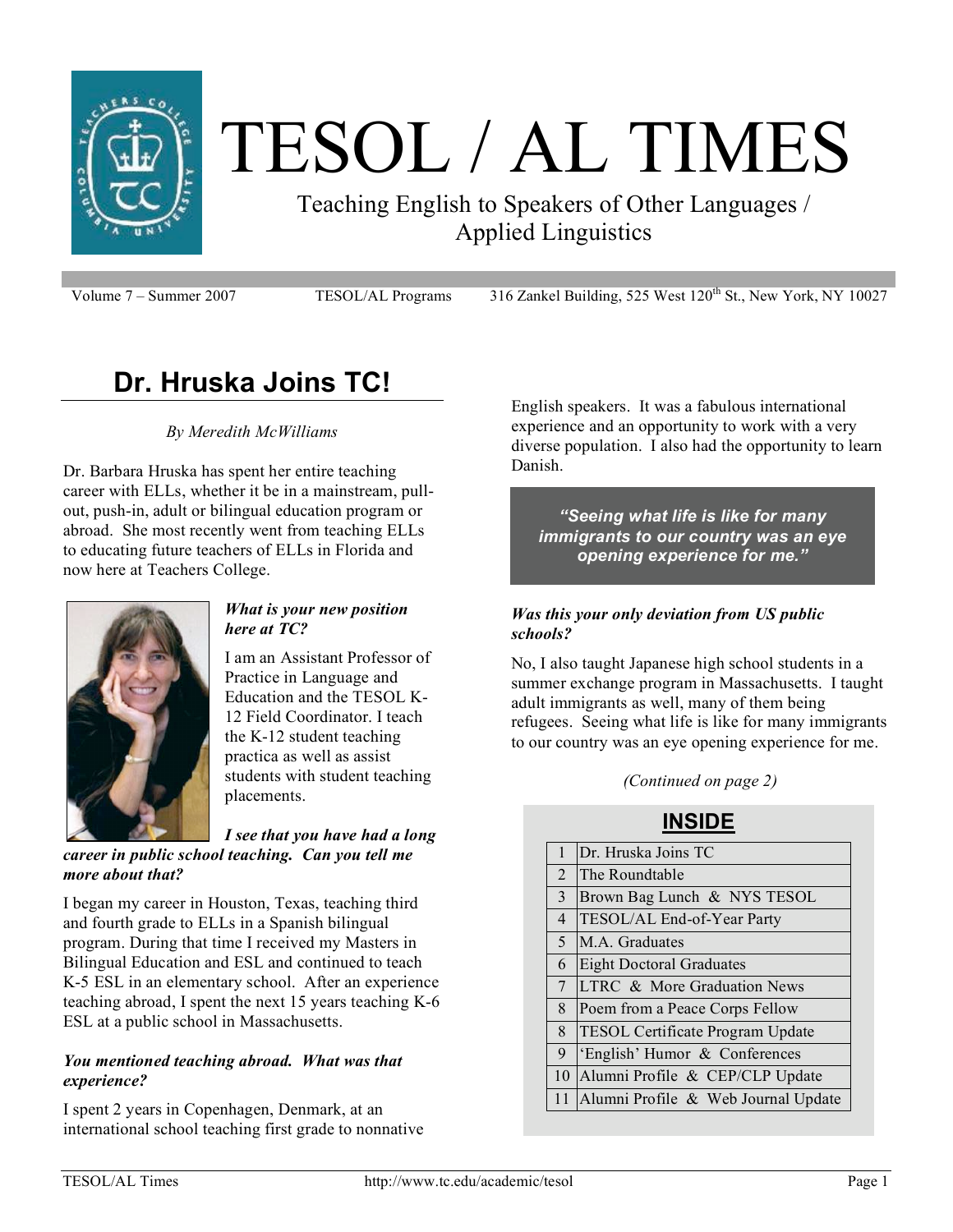# TESOL / AL TIMES

Teaching English to Speakers of Other Languages / Applied Linguistics

Volume 7 – Summer 2007 TESOL/AL Programs 316 Zankel Building, 525 West 120th St., New York, NY 10027

## Dr. Hruska Joins TC!

*By Meredith McWilliams*

Dr. Barbara Hruska has spent her entire teaching career with ELLs, whether it be in a mainstream, pull-out, push-in, adult or bilingual education program or abroad. She most recently went from teaching ELLs to educating future teachers of ELLs in Florida and now here at Teachers College.

***What is your new position here at TC?***

I am an Assistant Professor of Practice in Language and Education and the TESOL K-12 Field Coordinator. I teach the K-12 student teaching practica as well as assist students with student teaching placements.

***I see that you have had a long career in public school teaching. Can you tell me more about that?***

I began my career in Houston, Texas, teaching third and fourth grade to ELLs in a Spanish bilingual program. During that time I received my Masters in Bilingual Education and ESL and continued to teach K-5 ESL in an elementary school. After an experience teaching abroad, I spent the next 15 years teaching K-6 ESL at a public school in Massachusetts.

***You mentioned teaching abroad. What was that experience?***

I spent 2 years in Copenhagen, Denmark, at an international school teaching first grade to nonnative English speakers. It was a fabulous international experience and an opportunity to work with a very diverse population. I also had the opportunity to learn Danish.

> ***"Seeing what life is like for many immigrants to our country was an eye opening experience for me."***

***Was this your only deviation from US public schools?***

No, I also taught Japanese high school students in a summer exchange program in Massachusetts. I taught adult immigrants as well, many of them being refugees. Seeing what life is like for many immigrants to our country was an eye opening experience for me.

*(Continued on page 2)*

## INSIDE

| | |
|---|---|
| 1 | Dr. Hruska Joins TC |
| 2 | The Roundtable |
| 3 | Brown Bag Lunch & NYS TESOL |
| 4 | TESOL/AL End-of-Year Party |
| 5 | M.A. Graduates |
| 6 | Eight Doctoral Graduates |
| 7 | LTRC & More Graduation News |
| 8 | Poem from a Peace Corps Fellow |
| 8 | TESOL Certificate Program Update |
| 9 | 'English' Humor & Conferences |
| 10 | Alumni Profile & CEP/CLP Update |
| 11 | Alumni Profile & Web Journal Update |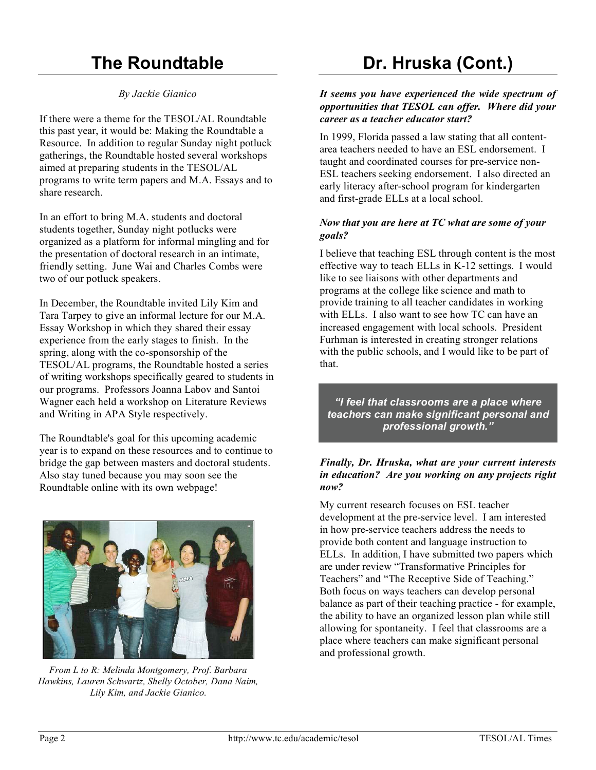# The Roundtable

*By Jackie Gianico*

If there were a theme for the TESOL/AL Roundtable this past year, it would be: Making the Roundtable a Resource. In addition to regular Sunday night potluck gatherings, the Roundtable hosted several workshops aimed at preparing students in the TESOL/AL programs to write term papers and M.A. Essays and to share research.

In an effort to bring M.A. students and doctoral students together, Sunday night potlucks were organized as a platform for informal mingling and for the presentation of doctoral research in an intimate, friendly setting. June Wai and Charles Combs were two of our potluck speakers.

In December, the Roundtable invited Lily Kim and Tara Tarpey to give an informal lecture for our M.A. Essay Workshop in which they shared their essay experience from the early stages to finish. In the spring, along with the co-sponsorship of the TESOL/AL programs, the Roundtable hosted a series of writing workshops specifically geared to students in our programs. Professors Joanna Labov and Santoi Wagner each held a workshop on Literature Reviews and Writing in APA Style respectively.

The Roundtable's goal for this upcoming academic year is to expand on these resources and to continue to bridge the gap between masters and doctoral students. Also stay tuned because you may soon see the Roundtable online with its own webpage!

*From L to R: Melinda Montgomery, Prof. Barbara Hawkins, Lauren Schwartz, Shelly October, Dana Naim, Lily Kim, and Jackie Gianico.*

# Dr. Hruska (Cont.)

***It seems you have experienced the wide spectrum of opportunities that TESOL can offer. Where did your career as a teacher educator start?***

In 1999, Florida passed a law stating that all content-area teachers needed to have an ESL endorsement. I taught and coordinated courses for pre-service non-ESL teachers seeking endorsement. I also directed an early literacy after-school program for kindergarten and first-grade ELLs at a local school.

***Now that you are here at TC what are some of your goals?***

I believe that teaching ESL through content is the most effective way to teach ELLs in K-12 settings. I would like to see liaisons with other departments and programs at the college like science and math to provide training to all teacher candidates in working with ELLs. I also want to see how TC can have an increased engagement with local schools. President Furhman is interested in creating stronger relations with the public schools, and I would like to be part of that.

> ***"I feel that classrooms are a place where teachers can make significant personal and professional growth."***

***Finally, Dr. Hruska, what are your current interests in education? Are you working on any projects right now?***

My current research focuses on ESL teacher development at the pre-service level. I am interested in how pre-service teachers address the needs to provide both content and language instruction to ELLs. In addition, I have submitted two papers which are under review "Transformative Principles for Teachers" and "The Receptive Side of Teaching." Both focus on ways teachers can develop personal balance as part of their teaching practice - for example, the ability to have an organized lesson plan while still allowing for spontaneity. I feel that classrooms are a place where teachers can make significant personal and professional growth.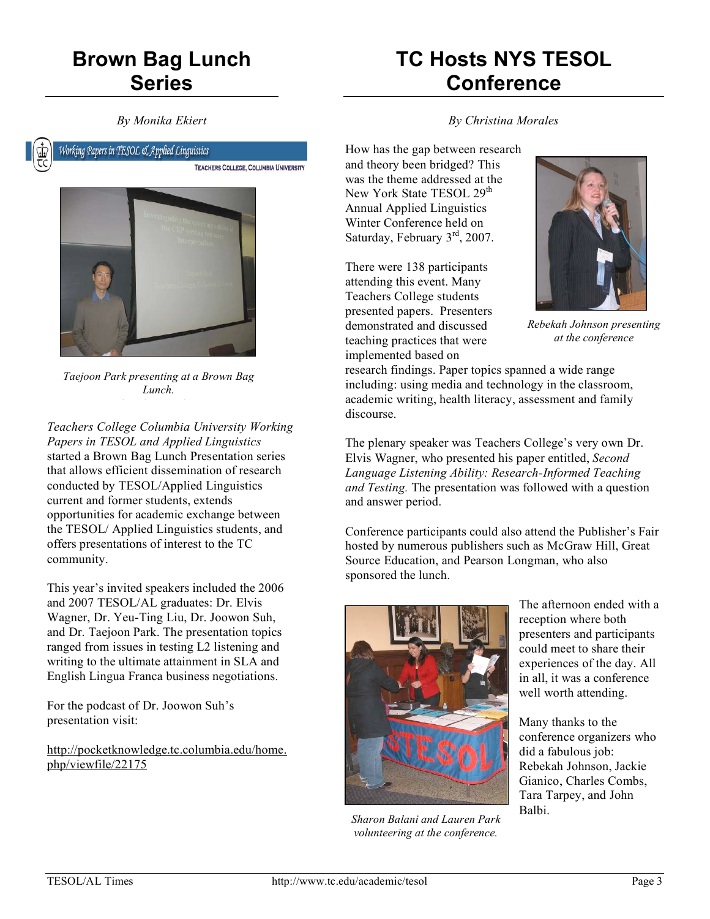# Brown Bag Lunch Series

*By Monika Ekiert*

*Taejoon Park presenting at a Brown Bag Lunch.*

*Teachers College Columbia University Working Papers in TESOL and Applied Linguistics* started a Brown Bag Lunch Presentation series that allows efficient dissemination of research conducted by TESOL/Applied Linguistics current and former students, extends opportunities for academic exchange between the TESOL/ Applied Linguistics students, and offers presentations of interest to the TC community.

This year's invited speakers included the 2006 and 2007 TESOL/AL graduates: Dr. Elvis Wagner, Dr. Yeu-Ting Liu, Dr. Joowon Suh, and Dr. Taejoon Park. The presentation topics ranged from issues in testing L2 listening and writing to the ultimate attainment in SLA and English Lingua Franca business negotiations.

For the podcast of Dr. Joowon Suh's presentation visit:

http://pocketknowledge.tc.columbia.edu/home.php/viewfile/22175

# TC Hosts NYS TESOL Conference

*By Christina Morales*

How has the gap between research and theory been bridged? This was the theme addressed at the New York State TESOL 29th Annual Applied Linguistics Winter Conference held on Saturday, February 3rd, 2007.

*Rebekah Johnson presenting at the conference*

There were 138 participants attending this event. Many Teachers College students presented papers. Presenters demonstrated and discussed teaching practices that were implemented based on research findings. Paper topics spanned a wide range including: using media and technology in the classroom, academic writing, health literacy, assessment and family discourse.

The plenary speaker was Teachers College's very own Dr. Elvis Wagner, who presented his paper entitled, *Second Language Listening Ability: Research-Informed Teaching and Testing.* The presentation was followed with a question and answer period.

Conference participants could also attend the Publisher's Fair hosted by numerous publishers such as McGraw Hill, Great Source Education, and Pearson Longman, who also sponsored the lunch.

*Sharon Balani and Lauren Park volunteering at the conference.*

The afternoon ended with a reception where both presenters and participants could meet to share their experiences of the day. All in all, it was a conference well worth attending.

Many thanks to the conference organizers who did a fabulous job: Rebekah Johnson, Jackie Gianico, Charles Combs, Tara Tarpey, and John Balbi.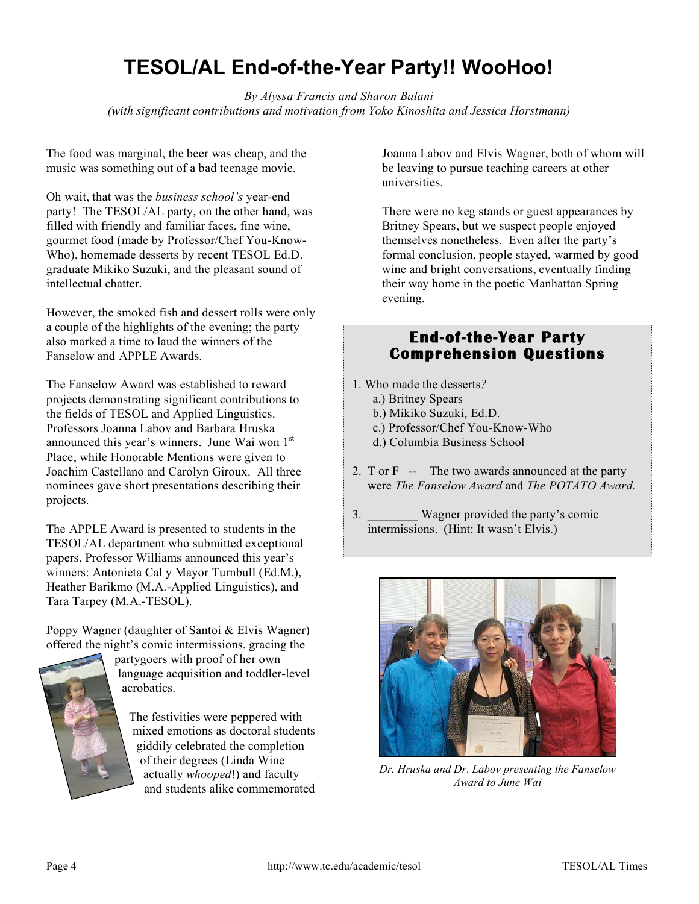# TESOL/AL End-of-the-Year Party!! WooHoo!

*By Alyssa Francis and Sharon Balani*
*(with significant contributions and motivation from Yoko Kinoshita and Jessica Horstmann)*

The food was marginal, the beer was cheap, and the music was something out of a bad teenage movie.

Oh wait, that was the *business school's* year-end party! The TESOL/AL party, on the other hand, was filled with friendly and familiar faces, fine wine, gourmet food (made by Professor/Chef You-Know-Who), homemade desserts by recent TESOL Ed.D. graduate Mikiko Suzuki, and the pleasant sound of intellectual chatter.

However, the smoked fish and dessert rolls were only a couple of the highlights of the evening; the party also marked a time to laud the winners of the Fanselow and APPLE Awards.

The Fanselow Award was established to reward projects demonstrating significant contributions to the fields of TESOL and Applied Linguistics. Professors Joanna Labov and Barbara Hruska announced this year's winners. June Wai won 1st Place, while Honorable Mentions were given to Joachim Castellano and Carolyn Giroux. All three nominees gave short presentations describing their projects.

The APPLE Award is presented to students in the TESOL/AL department who submitted exceptional papers. Professor Williams announced this year's winners: Antonieta Cal y Mayor Turnbull (Ed.M.), Heather Barikmo (M.A.-Applied Linguistics), and Tara Tarpey (M.A.-TESOL).

Poppy Wagner (daughter of Santoi & Elvis Wagner) offered the night's comic intermissions, gracing the partygoers with proof of her own language acquisition and toddler-level acrobatics.

The festivities were peppered with mixed emotions as doctoral students giddily celebrated the completion of their degrees (Linda Wine actually *whooped*!) and faculty and students alike commemorated Joanna Labov and Elvis Wagner, both of whom will be leaving to pursue teaching careers at other universities.

There were no keg stands or guest appearances by Britney Spears, but we suspect people enjoyed themselves nonetheless. Even after the party's formal conclusion, people stayed, warmed by good wine and bright conversations, eventually finding their way home in the poetic Manhattan Spring evening.

## End-of-the-Year Party Comprehension Questions

1. Who made the desserts*?*
   a.) Britney Spears
   b.) Mikiko Suzuki, Ed.D.
   c.) Professor/Chef You-Know-Who
   d.) Columbia Business School

2. T or F -- The two awards announced at the party were *The Fanselow Award* and *The POTATO Award.*

3. ________ Wagner provided the party's comic intermissions. (Hint: It wasn't Elvis.)

*Dr. Hruska and Dr. Labov presenting the Fanselow Award to June Wai*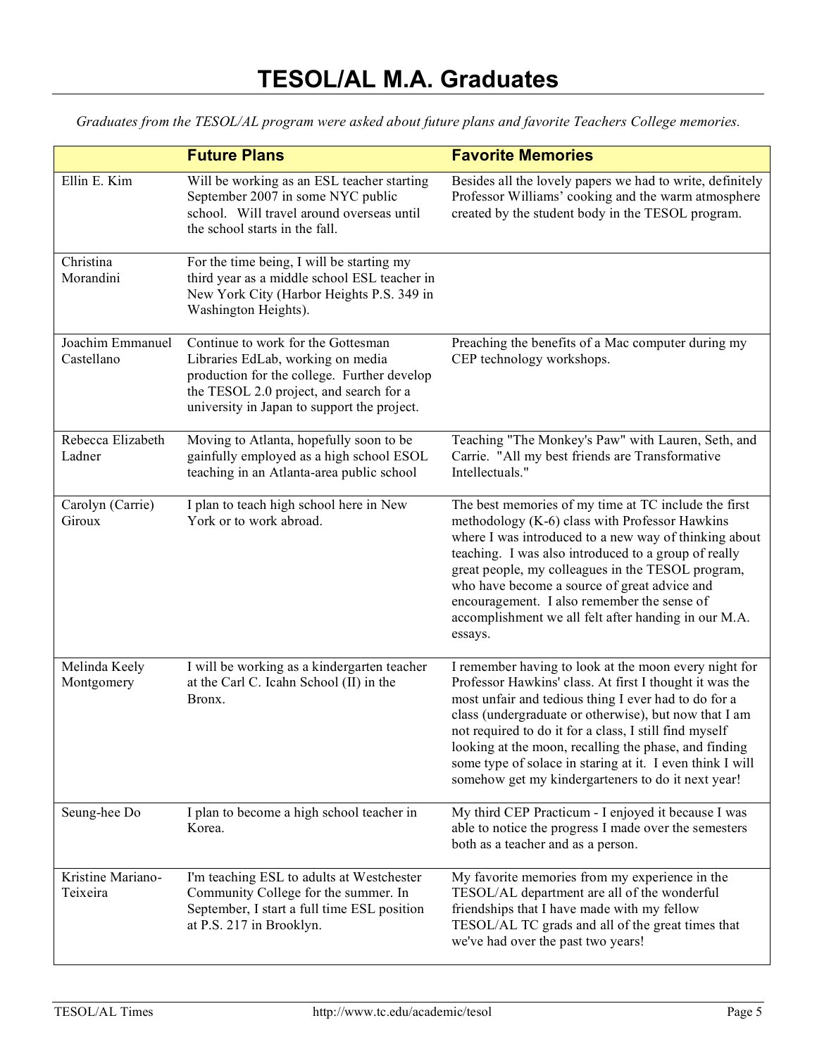# TESOL/AL M.A. Graduates

*Graduates from the TESOL/AL program were asked about future plans and favorite Teachers College memories.*

| | Future Plans | Favorite Memories |
|---|---|---|
| Ellin E. Kim | Will be working as an ESL teacher starting September 2007 in some NYC public school. Will travel around overseas until the school starts in the fall. | Besides all the lovely papers we had to write, definitely Professor Williams' cooking and the warm atmosphere created by the student body in the TESOL program. |
| Christina Morandini | For the time being, I will be starting my third year as a middle school ESL teacher in New York City (Harbor Heights P.S. 349 in Washington Heights). | |
| Joachim Emmanuel Castellano | Continue to work for the Gottesman Libraries EdLab, working on media production for the college. Further develop the TESOL 2.0 project, and search for a university in Japan to support the project. | Preaching the benefits of a Mac computer during my CEP technology workshops. |
| Rebecca Elizabeth Ladner | Moving to Atlanta, hopefully soon to be gainfully employed as a high school ESOL teaching in an Atlanta-area public school | Teaching "The Monkey's Paw" with Lauren, Seth, and Carrie. "All my best friends are Transformative Intellectuals." |
| Carolyn (Carrie) Giroux | I plan to teach high school here in New York or to work abroad. | The best memories of my time at TC include the first methodology (K-6) class with Professor Hawkins where I was introduced to a new way of thinking about teaching. I was also introduced to a group of really great people, my colleagues in the TESOL program, who have become a source of great advice and encouragement. I also remember the sense of accomplishment we all felt after handing in our M.A. essays. |
| Melinda Keely Montgomery | I will be working as a kindergarten teacher at the Carl C. Icahn School (II) in the Bronx. | I remember having to look at the moon every night for Professor Hawkins' class. At first I thought it was the most unfair and tedious thing I ever had to do for a class (undergraduate or otherwise), but now that I am not required to do it for a class, I still find myself looking at the moon, recalling the phase, and finding some type of solace in staring at it. I even think I will somehow get my kindergarteners to do it next year! |
| Seung-hee Do | I plan to become a high school teacher in Korea. | My third CEP Practicum - I enjoyed it because I was able to notice the progress I made over the semesters both as a teacher and as a person. |
| Kristine Mariano-Teixeira | I'm teaching ESL to adults at Westchester Community College for the summer. In September, I start a full time ESL position at P.S. 217 in Brooklyn. | My favorite memories from my experience in the TESOL/AL department are all of the wonderful friendships that I have made with my fellow TESOL/AL TC grads and all of the great times that we've had over the past two years! |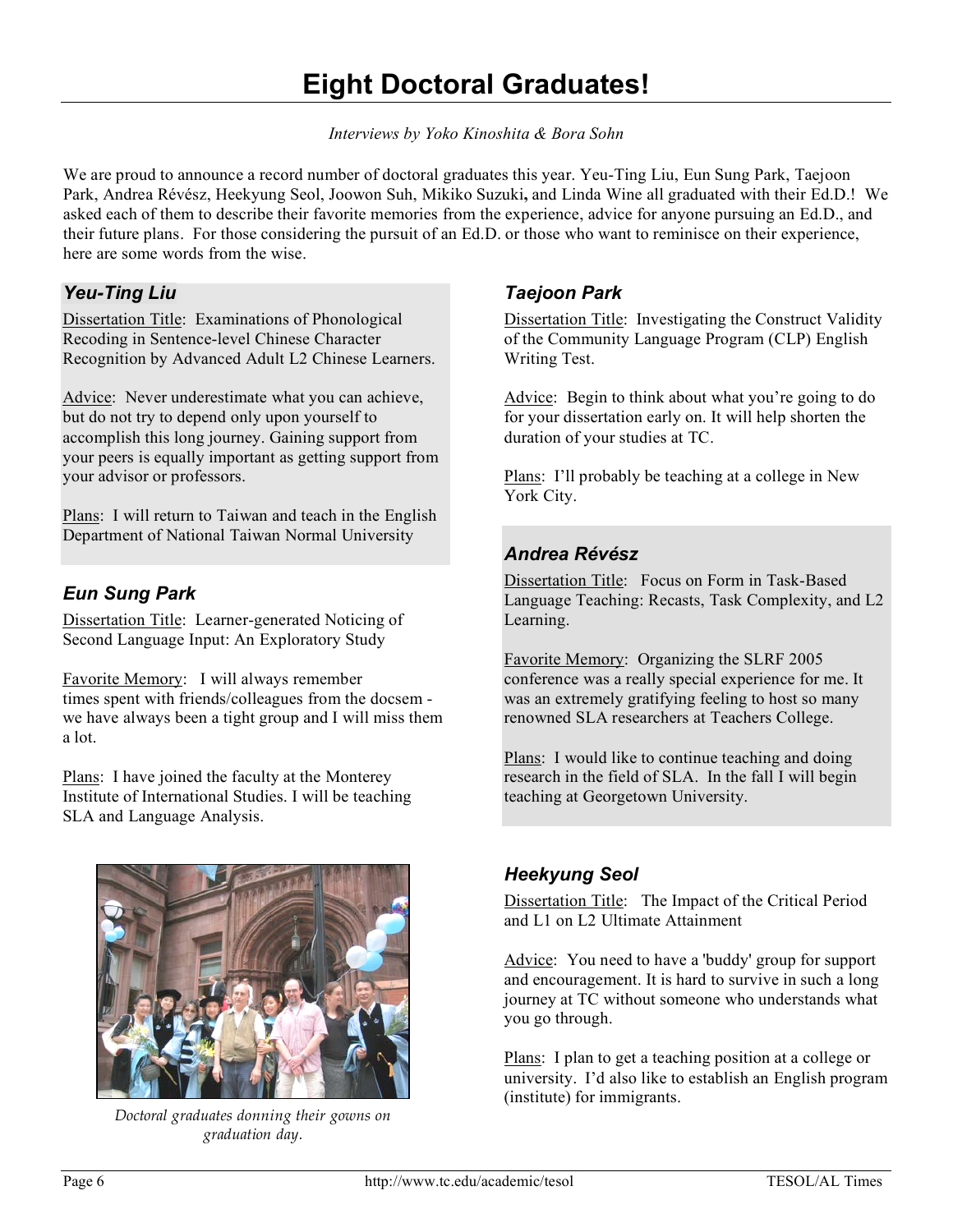# Eight Doctoral Graduates!

*Interviews by Yoko Kinoshita & Bora Sohn*

We are proud to announce a record number of doctoral graduates this year. Yeu-Ting Liu, Eun Sung Park, Taejoon Park, Andrea Révész, Heekyung Seol, Joowon Suh, Mikiko Suzuki**,** and Linda Wine all graduated with their Ed.D.! We asked each of them to describe their favorite memories from the experience, advice for anyone pursuing an Ed.D., and their future plans. For those considering the pursuit of an Ed.D. or those who want to reminisce on their experience, here are some words from the wise.

### *Yeu-Ting Liu*

Dissertation Title: Examinations of Phonological Recoding in Sentence-level Chinese Character Recognition by Advanced Adult L2 Chinese Learners.

Advice: Never underestimate what you can achieve, but do not try to depend only upon yourself to accomplish this long journey. Gaining support from your peers is equally important as getting support from your advisor or professors.

Plans: I will return to Taiwan and teach in the English Department of National Taiwan Normal University

### *Eun Sung Park*

Dissertation Title: Learner-generated Noticing of Second Language Input: An Exploratory Study

Favorite Memory: I will always remember times spent with friends/colleagues from the docsem - we have always been a tight group and I will miss them a lot.

Plans: I have joined the faculty at the Monterey Institute of International Studies. I will be teaching SLA and Language Analysis.

*Doctoral graduates donning their gowns on graduation day.*

### *Taejoon Park*

Dissertation Title: Investigating the Construct Validity of the Community Language Program (CLP) English Writing Test.

Advice: Begin to think about what you're going to do for your dissertation early on. It will help shorten the duration of your studies at TC.

Plans: I'll probably be teaching at a college in New York City.

### *Andrea Révész*

Dissertation Title: Focus on Form in Task-Based Language Teaching: Recasts, Task Complexity, and L2 Learning.

Favorite Memory: Organizing the SLRF 2005 conference was a really special experience for me. It was an extremely gratifying feeling to host so many renowned SLA researchers at Teachers College.

Plans: I would like to continue teaching and doing research in the field of SLA. In the fall I will begin teaching at Georgetown University.

### *Heekyung Seol*

Dissertation Title: The Impact of the Critical Period and L1 on L2 Ultimate Attainment

Advice: You need to have a 'buddy' group for support and encouragement. It is hard to survive in such a long journey at TC without someone who understands what you go through.

Plans: I plan to get a teaching position at a college or university. I'd also like to establish an English program (institute) for immigrants.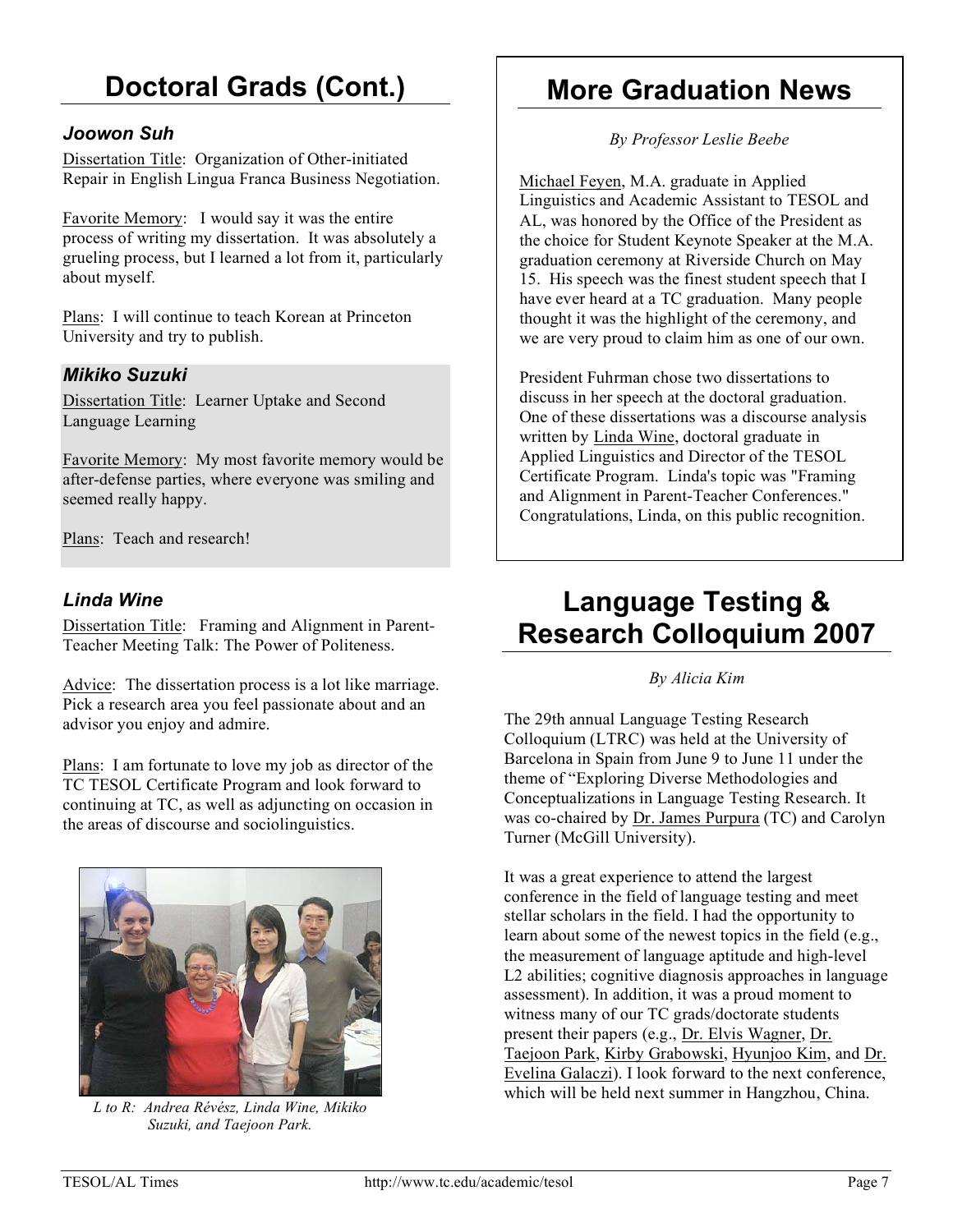## Doctoral Grads (Cont.)

### *Joowon Suh*

Dissertation Title: Organization of Other-initiated Repair in English Lingua Franca Business Negotiation.

Favorite Memory: I would say it was the entire process of writing my dissertation. It was absolutely a grueling process, but I learned a lot from it, particularly about myself.

Plans: I will continue to teach Korean at Princeton University and try to publish.

### *Mikiko Suzuki*

Dissertation Title: Learner Uptake and Second Language Learning

Favorite Memory: My most favorite memory would be after-defense parties, where everyone was smiling and seemed really happy.

Plans: Teach and research!

### *Linda Wine*

Dissertation Title: Framing and Alignment in Parent-Teacher Meeting Talk: The Power of Politeness.

Advice: The dissertation process is a lot like marriage. Pick a research area you feel passionate about and an advisor you enjoy and admire.

Plans: I am fortunate to love my job as director of the TC TESOL Certificate Program and look forward to continuing at TC, as well as adjuncting on occasion in the areas of discourse and sociolinguistics.

*L to R: Andrea Révész, Linda Wine, Mikiko Suzuki, and Taejoon Park.*

## More Graduation News

*By Professor Leslie Beebe*

Michael Feyen, M.A. graduate in Applied Linguistics and Academic Assistant to TESOL and AL, was honored by the Office of the President as the choice for Student Keynote Speaker at the M.A. graduation ceremony at Riverside Church on May 15. His speech was the finest student speech that I have ever heard at a TC graduation. Many people thought it was the highlight of the ceremony, and we are very proud to claim him as one of our own.

President Fuhrman chose two dissertations to discuss in her speech at the doctoral graduation. One of these dissertations was a discourse analysis written by Linda Wine, doctoral graduate in Applied Linguistics and Director of the TESOL Certificate Program. Linda's topic was "Framing and Alignment in Parent-Teacher Conferences." Congratulations, Linda, on this public recognition.

## Language Testing & Research Colloquium 2007

*By Alicia Kim*

The 29th annual Language Testing Research Colloquium (LTRC) was held at the University of Barcelona in Spain from June 9 to June 11 under the theme of "Exploring Diverse Methodologies and Conceptualizations in Language Testing Research. It was co-chaired by Dr. James Purpura (TC) and Carolyn Turner (McGill University).

It was a great experience to attend the largest conference in the field of language testing and meet stellar scholars in the field. I had the opportunity to learn about some of the newest topics in the field (e.g., the measurement of language aptitude and high-level L2 abilities; cognitive diagnosis approaches in language assessment). In addition, it was a proud moment to witness many of our TC grads/doctorate students present their papers (e.g., Dr. Elvis Wagner, Dr. Taejoon Park, Kirby Grabowski, Hyunjoo Kim, and Dr. Evelina Galaczi). I look forward to the next conference, which will be held next summer in Hangzhou, China.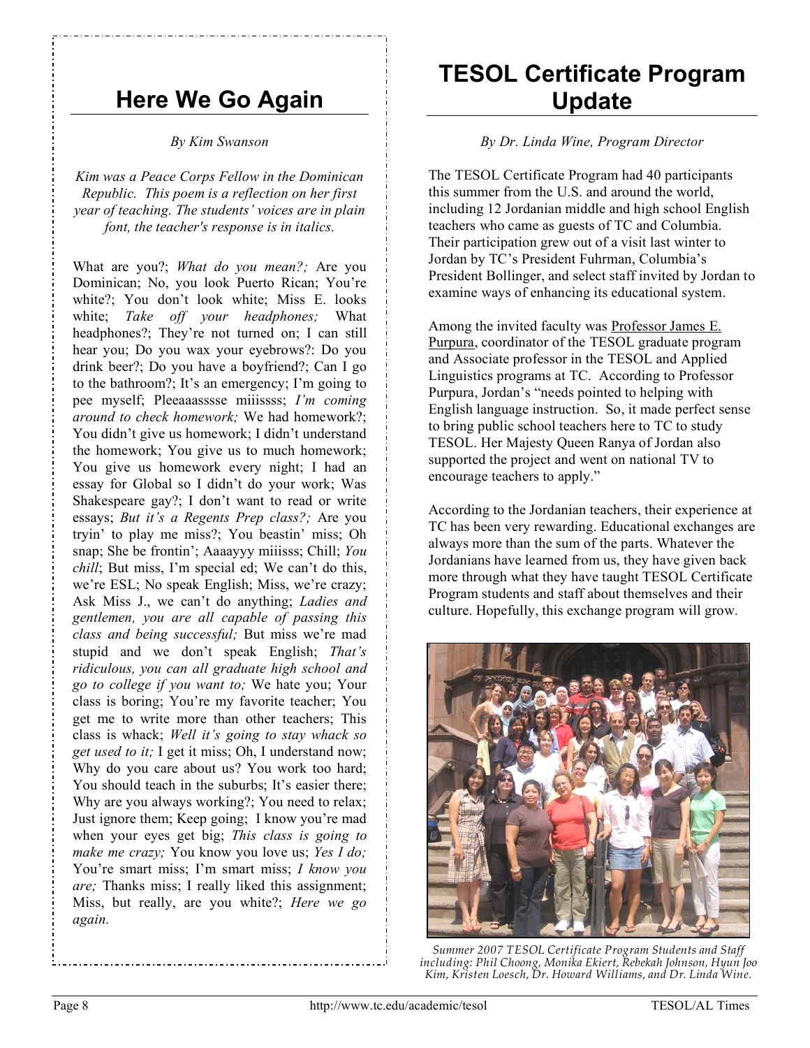## Here We Go Again

*By Kim Swanson*

*Kim was a Peace Corps Fellow in the Dominican Republic. This poem is a reflection on her first year of teaching. The students' voices are in plain font, the teacher's response is in italics.*

What are you?; *What do you mean?;* Are you Dominican; No, you look Puerto Rican; You're white?; You don't look white; Miss E. looks white; *Take off your headphones;* What headphones?; They're not turned on; I can still hear you; Do you wax your eyebrows?: Do you drink beer?; Do you have a boyfriend?; Can I go to the bathroom?; It's an emergency; I'm going to pee myself; Pleeaaasssse miiissss; *I'm coming around to check homework;* We had homework?; You didn't give us homework; I didn't understand the homework; You give us to much homework; You give us homework every night; I had an essay for Global so I didn't do your work; Was Shakespeare gay?; I don't want to read or write essays; *But it's a Regents Prep class?;* Are you tryin' to play me miss?; You beastin' miss; Oh snap; She be frontin'; Aaaayyy miiisss; Chill; *You chill*; But miss, I'm special ed; We can't do this, we're ESL; No speak English; Miss, we're crazy; Ask Miss J., we can't do anything; *Ladies and gentlemen, you are all capable of passing this class and being successful;* But miss we're mad stupid and we don't speak English; *That's ridiculous, you can all graduate high school and go to college if you want to;* We hate you; Your class is boring; You're my favorite teacher; You get me to write more than other teachers; This class is whack; *Well it's going to stay whack so get used to it;* I get it miss; Oh, I understand now; Why do you care about us? You work too hard; You should teach in the suburbs; It's easier there; Why are you always working?; You need to relax; Just ignore them; Keep going; I know you're mad when your eyes get big; *This class is going to make me crazy;* You know you love us; *Yes I do;* You're smart miss; I'm smart miss; *I know you are;* Thanks miss; I really liked this assignment; Miss, but really, are you white?; *Here we go again.*

## TESOL Certificate Program Update

*By Dr. Linda Wine, Program Director*

The TESOL Certificate Program had 40 participants this summer from the U.S. and around the world, including 12 Jordanian middle and high school English teachers who came as guests of TC and Columbia. Their participation grew out of a visit last winter to Jordan by TC's President Fuhrman, Columbia's President Bollinger, and select staff invited by Jordan to examine ways of enhancing its educational system.

Among the invited faculty was Professor James E. Purpura, coordinator of the TESOL graduate program and Associate professor in the TESOL and Applied Linguistics programs at TC. According to Professor Purpura, Jordan's "needs pointed to helping with English language instruction. So, it made perfect sense to bring public school teachers here to TC to study TESOL. Her Majesty Queen Ranya of Jordan also supported the project and went on national TV to encourage teachers to apply."

According to the Jordanian teachers, their experience at TC has been very rewarding. Educational exchanges are always more than the sum of the parts. Whatever the Jordanians have learned from us, they have given back more through what they have taught TESOL Certificate Program students and staff about themselves and their culture. Hopefully, this exchange program will grow.

*Summer 2007 TESOL Certificate Program Students and Staff including: Phil Choong, Monika Ekiert, Rebekah Johnson, Hyun Joo Kim, Kristen Loesch, Dr. Howard Williams, and Dr. Linda Wine.*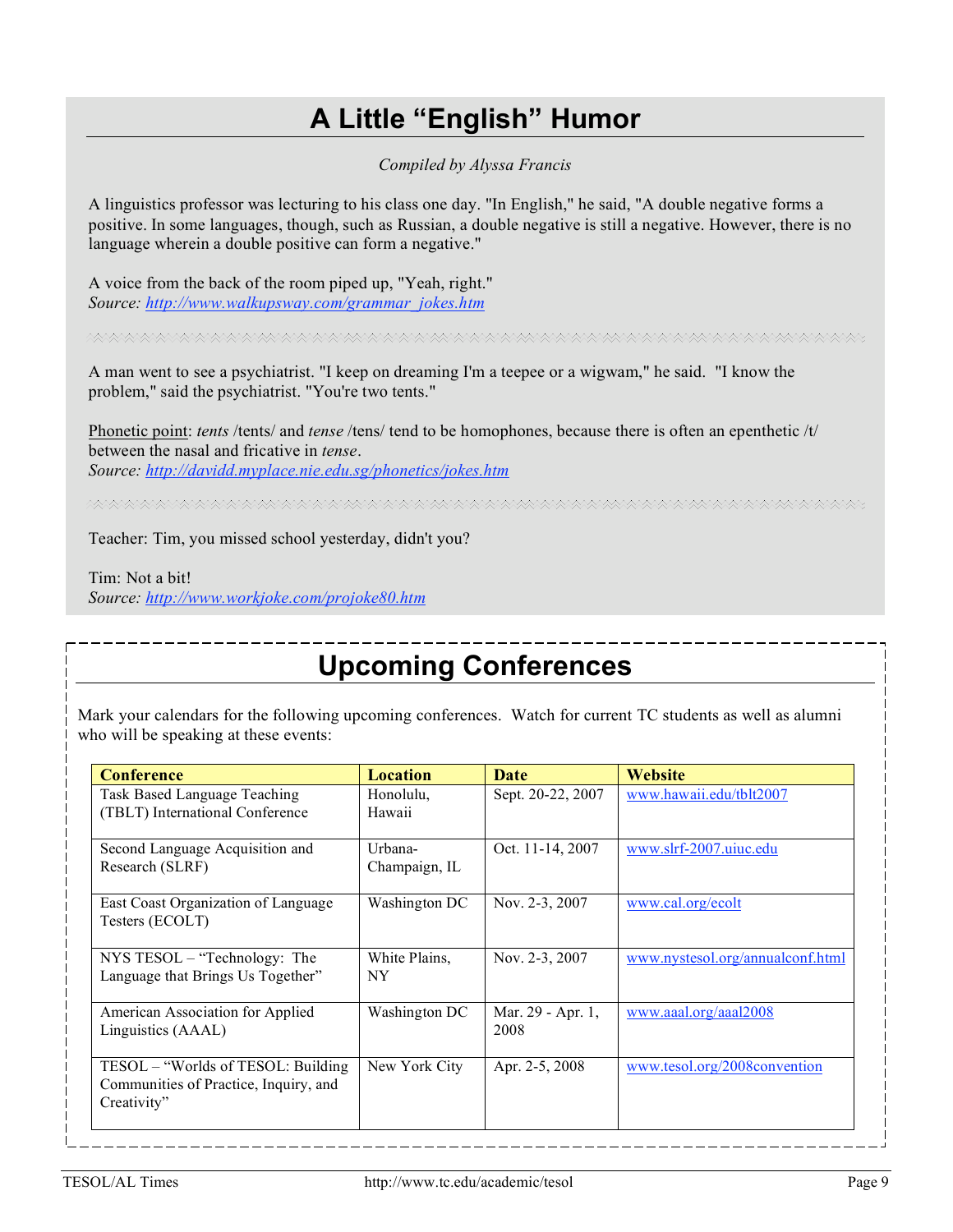# A Little "English" Humor

*Compiled by Alyssa Francis*

A linguistics professor was lecturing to his class one day. "In English," he said, "A double negative forms a positive. In some languages, though, such as Russian, a double negative is still a negative. However, there is no language wherein a double positive can form a negative."

A voice from the back of the room piped up, "Yeah, right."
*Source: http://www.walkupsway.com/grammar_jokes.htm*

---

A man went to see a psychiatrist. "I keep on dreaming I'm a teepee or a wigwam," he said. "I know the problem," said the psychiatrist. "You're two tents."

Phonetic point: *tents* /tents/ and *tense* /tens/ tend to be homophones, because there is often an epenthetic /t/ between the nasal and fricative in *tense*.
*Source: http://davidd.myplace.nie.edu.sg/phonetics/jokes.htm*

---

Teacher: Tim, you missed school yesterday, didn't you?

Tim: Not a bit!
*Source: http://www.workjoke.com/projoke80.htm*

# Upcoming Conferences

Mark your calendars for the following upcoming conferences. Watch for current TC students as well as alumni who will be speaking at these events:

| Conference | Location | Date | Website |
|---|---|---|---|
| Task Based Language Teaching (TBLT) International Conference | Honolulu, Hawaii | Sept. 20-22, 2007 | www.hawaii.edu/tblt2007 |
| Second Language Acquisition and Research (SLRF) | Urbana-Champaign, IL | Oct. 11-14, 2007 | www.slrf-2007.uiuc.edu |
| East Coast Organization of Language Testers (ECOLT) | Washington DC | Nov. 2-3, 2007 | www.cal.org/ecolt |
| NYS TESOL – "Technology: The Language that Brings Us Together" | White Plains, NY | Nov. 2-3, 2007 | www.nystesol.org/annualconf.html |
| American Association for Applied Linguistics (AAAL) | Washington DC | Mar. 29 - Apr. 1, 2008 | www.aaal.org/aaal2008 |
| TESOL – "Worlds of TESOL: Building Communities of Practice, Inquiry, and Creativity" | New York City | Apr. 2-5, 2008 | www.tesol.org/2008convention |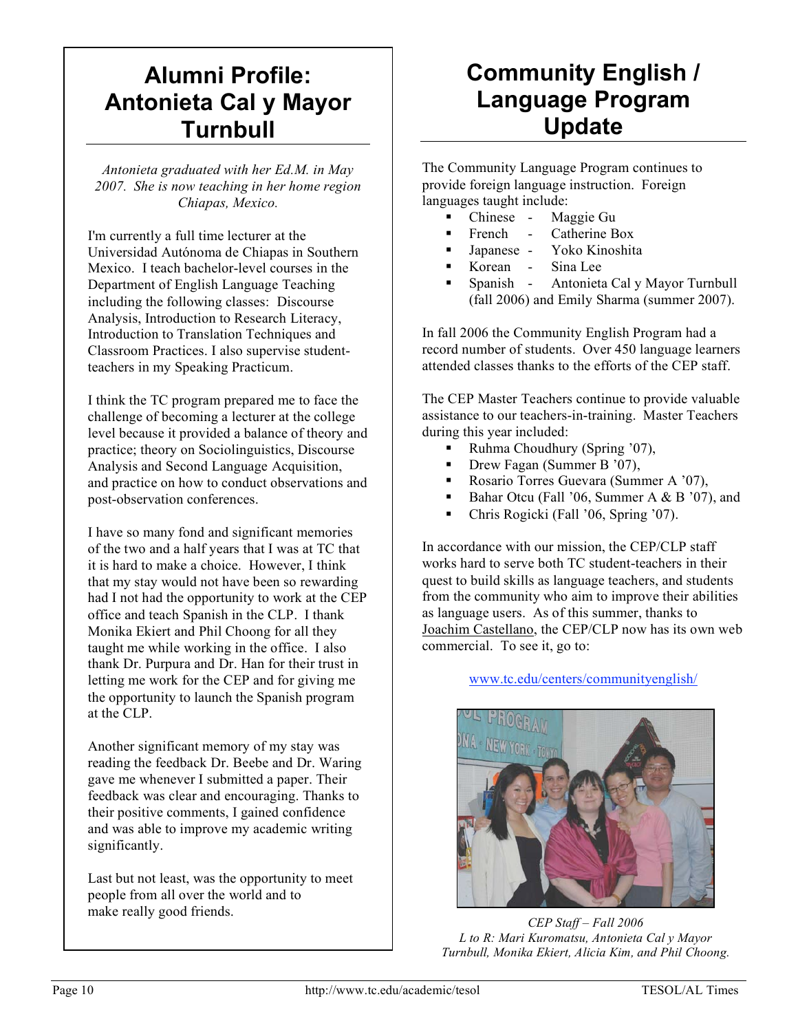# Alumni Profile: Antonieta Cal y Mayor Turnbull

*Antonieta graduated with her Ed.M. in May 2007. She is now teaching in her home region Chiapas, Mexico.*

I'm currently a full time lecturer at the Universidad Autónoma de Chiapas in Southern Mexico. I teach bachelor-level courses in the Department of English Language Teaching including the following classes: Discourse Analysis, Introduction to Research Literacy, Introduction to Translation Techniques and Classroom Practices. I also supervise student-teachers in my Speaking Practicum.

I think the TC program prepared me to face the challenge of becoming a lecturer at the college level because it provided a balance of theory and practice; theory on Sociolinguistics, Discourse Analysis and Second Language Acquisition, and practice on how to conduct observations and post-observation conferences.

I have so many fond and significant memories of the two and a half years that I was at TC that it is hard to make a choice. However, I think that my stay would not have been so rewarding had I not had the opportunity to work at the CEP office and teach Spanish in the CLP. I thank Monika Ekiert and Phil Choong for all they taught me while working in the office. I also thank Dr. Purpura and Dr. Han for their trust in letting me work for the CEP and for giving me the opportunity to launch the Spanish program at the CLP.

Another significant memory of my stay was reading the feedback Dr. Beebe and Dr. Waring gave me whenever I submitted a paper. Their feedback was clear and encouraging. Thanks to their positive comments, I gained confidence and was able to improve my academic writing significantly.

Last but not least, was the opportunity to meet people from all over the world and to make really good friends.

# Community English / Language Program Update

The Community Language Program continues to provide foreign language instruction. Foreign languages taught include:

- Chinese - Maggie Gu
- French - Catherine Box
- Japanese - Yoko Kinoshita
- Korean - Sina Lee
- Spanish - Antonieta Cal y Mayor Turnbull (fall 2006) and Emily Sharma (summer 2007).

In fall 2006 the Community English Program had a record number of students. Over 450 language learners attended classes thanks to the efforts of the CEP staff.

The CEP Master Teachers continue to provide valuable assistance to our teachers-in-training. Master Teachers during this year included:

- Ruhma Choudhury (Spring '07),
- Drew Fagan (Summer B '07),
- Rosario Torres Guevara (Summer A '07),
- Bahar Otcu (Fall '06, Summer A & B '07), and
- Chris Rogicki (Fall '06, Spring '07).

In accordance with our mission, the CEP/CLP staff works hard to serve both TC student-teachers in their quest to build skills as language teachers, and students from the community who aim to improve their abilities as language users. As of this summer, thanks to Joachim Castellano, the CEP/CLP now has its own web commercial. To see it, go to:

www.tc.edu/centers/communityenglish/

*CEP Staff – Fall 2006*
*L to R: Mari Kuromatsu, Antonieta Cal y Mayor Turnbull, Monika Ekiert, Alicia Kim, and Phil Choong.*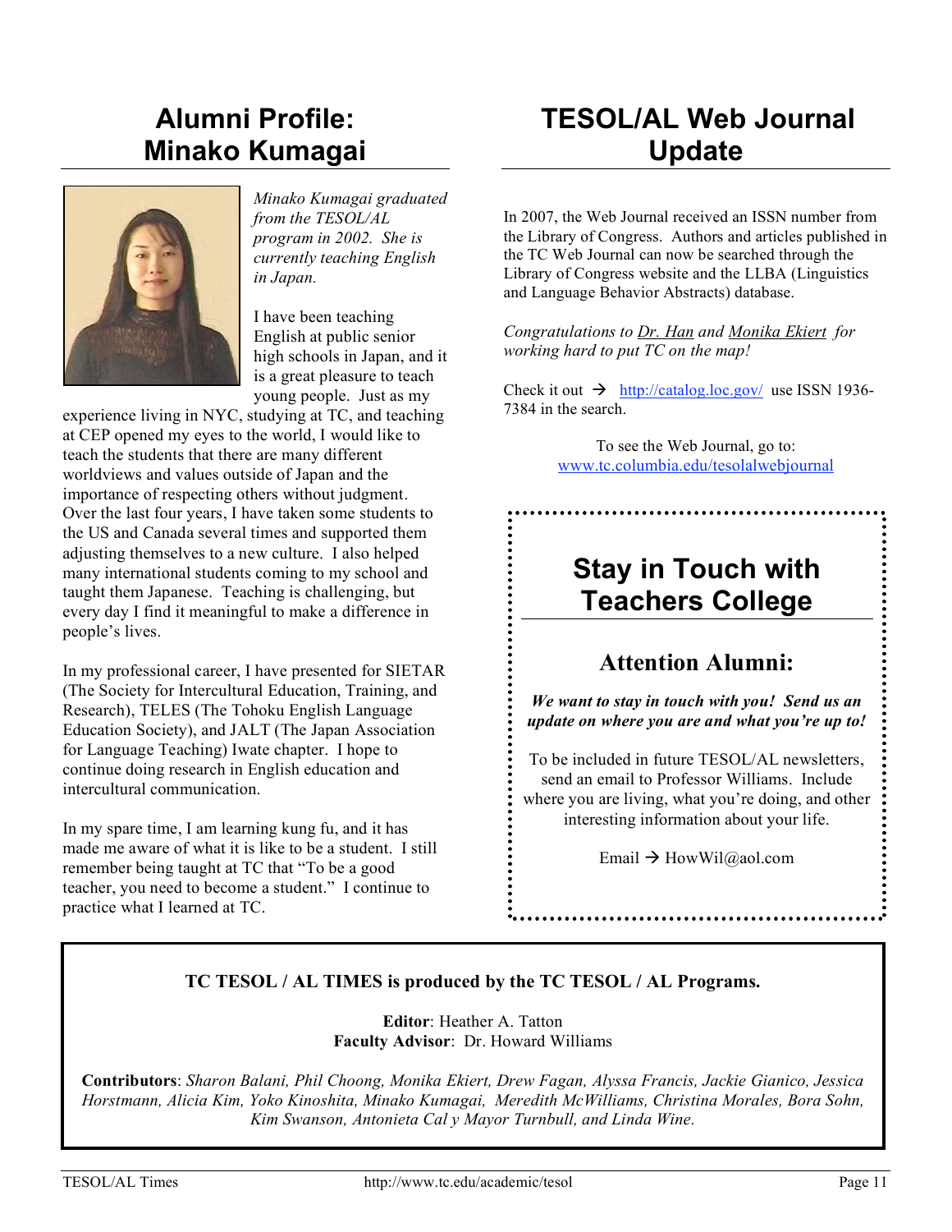# Alumni Profile: Minako Kumagai

*Minako Kumagai graduated from the TESOL/AL program in 2002. She is currently teaching English in Japan.*

I have been teaching English at public senior high schools in Japan, and it is a great pleasure to teach young people. Just as my experience living in NYC, studying at TC, and teaching at CEP opened my eyes to the world, I would like to teach the students that there are many different worldviews and values outside of Japan and the importance of respecting others without judgment. Over the last four years, I have taken some students to the US and Canada several times and supported them adjusting themselves to a new culture. I also helped many international students coming to my school and taught them Japanese. Teaching is challenging, but every day I find it meaningful to make a difference in people's lives.

In my professional career, I have presented for SIETAR (The Society for Intercultural Education, Training, and Research), TELES (The Tohoku English Language Education Society), and JALT (The Japan Association for Language Teaching) Iwate chapter. I hope to continue doing research in English education and intercultural communication.

In my spare time, I am learning kung fu, and it has made me aware of what it is like to be a student. I still remember being taught at TC that "To be a good teacher, you need to become a student." I continue to practice what I learned at TC.

# TESOL/AL Web Journal Update

In 2007, the Web Journal received an ISSN number from the Library of Congress. Authors and articles published in the TC Web Journal can now be searched through the Library of Congress website and the LLBA (Linguistics and Language Behavior Abstracts) database.

*Congratulations to Dr. Han and Monika Ekiert for working hard to put TC on the map!*

Check it out → http://catalog.loc.gov/ use ISSN 1936-7384 in the search.

To see the Web Journal, go to:
www.tc.columbia.edu/tesolalwebjournal

## Stay in Touch with Teachers College

### Attention Alumni:

***We want to stay in touch with you! Send us an update on where you are and what you're up to!***

To be included in future TESOL/AL newsletters, send an email to Professor Williams. Include where you are living, what you're doing, and other interesting information about your life.

Email → HowWil@aol.com

---

**TC TESOL / AL TIMES is produced by the TC TESOL / AL Programs.**

**Editor**: Heather A. Tatton
**Faculty Advisor**: Dr. Howard Williams

**Contributors**: *Sharon Balani, Phil Choong, Monika Ekiert, Drew Fagan, Alyssa Francis, Jackie Gianico, Jessica Horstmann, Alicia Kim, Yoko Kinoshita, Minako Kumagai, Meredith McWilliams, Christina Morales, Bora Sohn, Kim Swanson, Antonieta Cal y Mayor Turnbull, and Linda Wine.*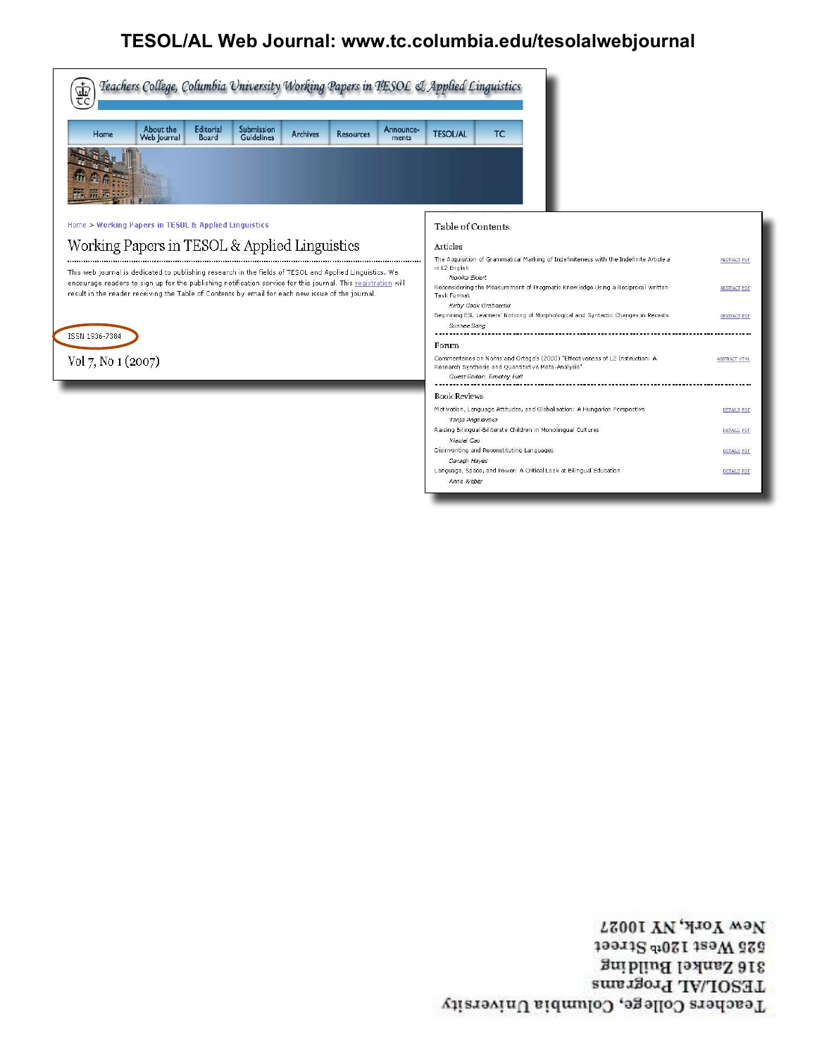# TESOL/AL Web Journal: www.tc.columbia.edu/tesolalwebjournal

Teachers College, Columbia University Working Papers in TESOL & Applied Linguistics

Home | About the Web Journal | Editorial Board | Submission Guidelines | Archives | Resources | Announcements | TESOL/AL | TC

Home > Working Papers in TESOL & Applied Linguistics

## Working Papers in TESOL & Applied Linguistics

This web journal is dedicated to publishing research in the fields of TESOL and Applied Linguistics. We encourage readers to sign up for the publishing notification service for this journal. This registration will result in the reader receiving the Table of Contents by email for each new issue of the journal.

ISSN 1936-7384

Vol 7, No 1 (2007)

### Table of Contents

#### Articles

The Acquisition of Grammatical Marking of Indefiniteness with the Indefinite Article *a* in L2 English — ABSTRACT PDF
*Monika Ekiert*

Reconsidering the Measurement of Pragmatic Knowledge Using a Reciprocal Written Task Format — ABSTRACT PDF
*Kirby Cook Grabowski*

Beginning ESL Learners' Noticing of Morphological and Syntactic Changes in Recasts — ABSTRACT PDF
*Sunhee Song*

#### Forum

Commentaries on Norris and Ortega's (2000) "Effectiveness of L2 Instruction: A Research Synthesis and Quantitative Meta-Analysis" — ABSTRACT HTML
*Guest Editor: Timothy Hall*

#### Book Reviews

Motivation, Language Attitudes, and Globalization: A Hungarian Perspective — DETAILS PDF
*Tanja Angelovska*

Raising Bilingual-Biliterate Children in Monolingual Cultures — DETAILS PDF
*Xiaolei Cao*

Disinventing and Reconstituting Languages — DETAILS PDF
*Daragh Hayes*

Language, Space, and Power: A Critical Look at Bilingual Education — DETAILS PDF
*Anne Weber*

Teachers College, Columbia University
TESOL/AL Programs
316 Zankel Building
525 West 120th Street
New York, NY 10027